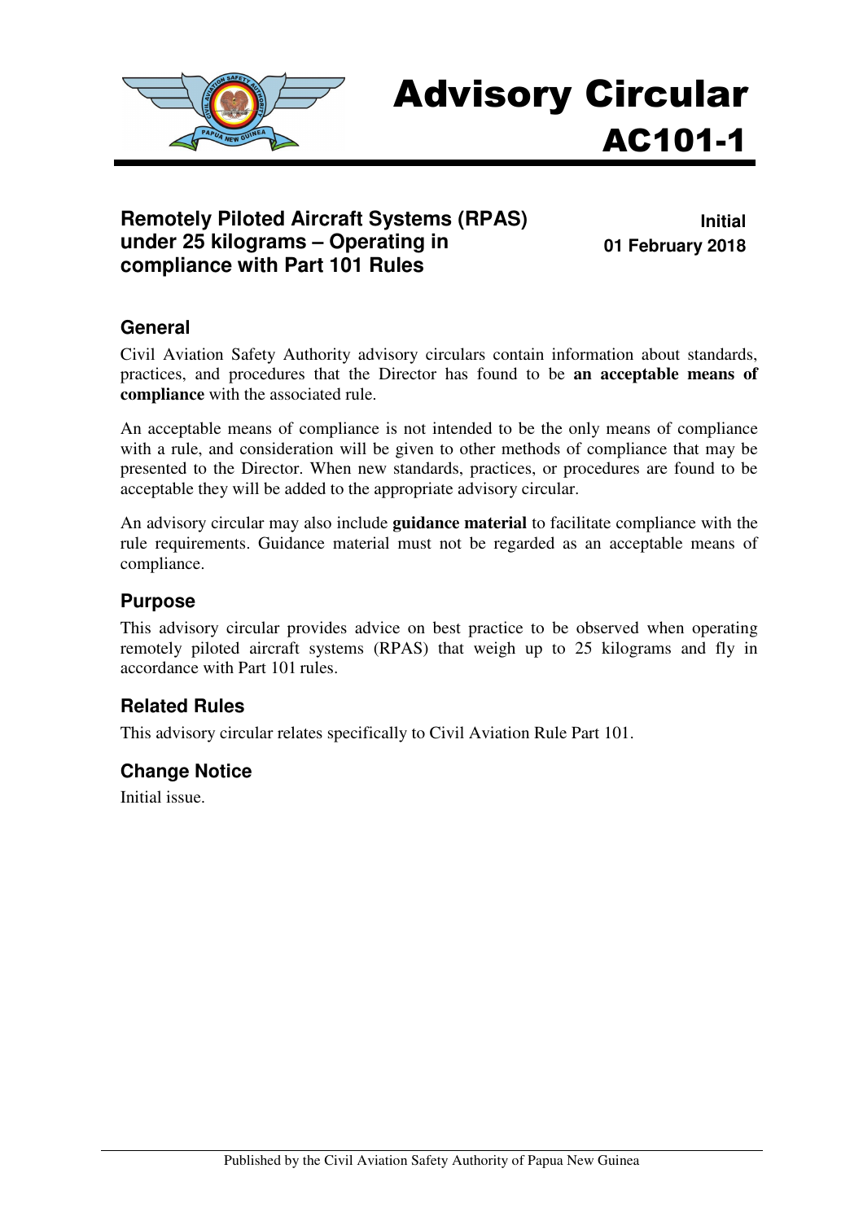# Advisory Circular AC101-1

**Remotely Piloted Aircraft Systems (RPAS) under 25 kilograms – Operating in compliance with Part 101 Rules**

**Initial**
**01 February 2018**

## General

Civil Aviation Safety Authority advisory circulars contain information about standards, practices, and procedures that the Director has found to be **an acceptable means of compliance** with the associated rule.

An acceptable means of compliance is not intended to be the only means of compliance with a rule, and consideration will be given to other methods of compliance that may be presented to the Director. When new standards, practices, or procedures are found to be acceptable they will be added to the appropriate advisory circular.

An advisory circular may also include **guidance material** to facilitate compliance with the rule requirements. Guidance material must not be regarded as an acceptable means of compliance.

## Purpose

This advisory circular provides advice on best practice to be observed when operating remotely piloted aircraft systems (RPAS) that weigh up to 25 kilograms and fly in accordance with Part 101 rules.

## Related Rules

This advisory circular relates specifically to Civil Aviation Rule Part 101.

## Change Notice

Initial issue.

Published by the Civil Aviation Safety Authority of Papua New Guinea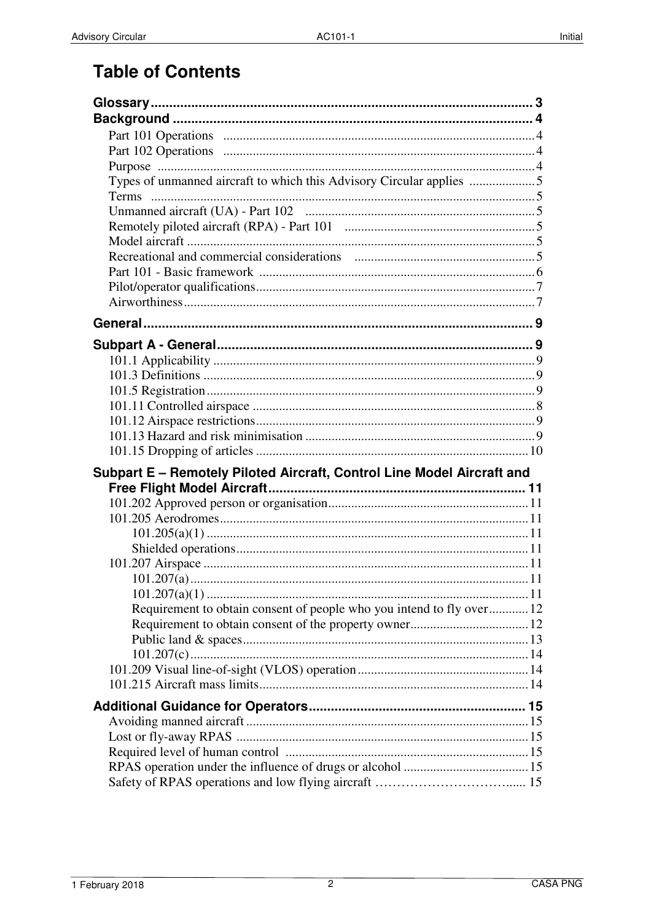# Table of Contents

**Glossary** ........ 3

**Background** ........ 4

- Part 101 Operations ........ 4
- Part 102 Operations ........ 4
- Purpose ........ 4
- Types of unmanned aircraft to which this Advisory Circular applies ........ 5
- Terms ........ 5
- Unmanned aircraft (UA) - Part 102 ........ 5
- Remotely piloted aircraft (RPA) - Part 101 ........ 5
- Model aircraft ........ 5
- Recreational and commercial considerations ........ 5
- Part 101 - Basic framework ........ 6
- Pilot/operator qualifications ........ 7
- Airworthiness ........ 7

**General** ........ 9

**Subpart A - General** ........ 9

- 101.1 Applicability ........ 9
- 101.3 Definitions ........ 9
- 101.5 Registration ........ 9
- 101.11 Controlled airspace ........ 8
- 101.12 Airspace restrictions ........ 9
- 101.13 Hazard and risk minimisation ........ 9
- 101.15 Dropping of articles ........ 10

**Subpart E – Remotely Piloted Aircraft, Control Line Model Aircraft and Free Flight Model Aircraft** ........ 11

- 101.202 Approved person or organisation ........ 11
- 101.205 Aerodromes ........ 11
  - 101.205(a)(1) ........ 11
  - Shielded operations ........ 11
- 101.207 Airspace ........ 11
  - 101.207(a) ........ 11
  - 101.207(a)(1) ........ 11
  - Requirement to obtain consent of people who you intend to fly over ........ 12
  - Requirement to obtain consent of the property owner ........ 12
  - Public land & spaces ........ 13
  - 101.207(c) ........ 14
- 101.209 Visual line-of-sight (VLOS) operation ........ 14
- 101.215 Aircraft mass limits ........ 14

**Additional Guidance for Operators** ........ 15

- Avoiding manned aircraft ........ 15
- Lost or fly-away RPAS ........ 15
- Required level of human control ........ 15
- RPAS operation under the influence of drugs or alcohol ........ 15
- Safety of RPAS operations and low flying aircraft ........ 15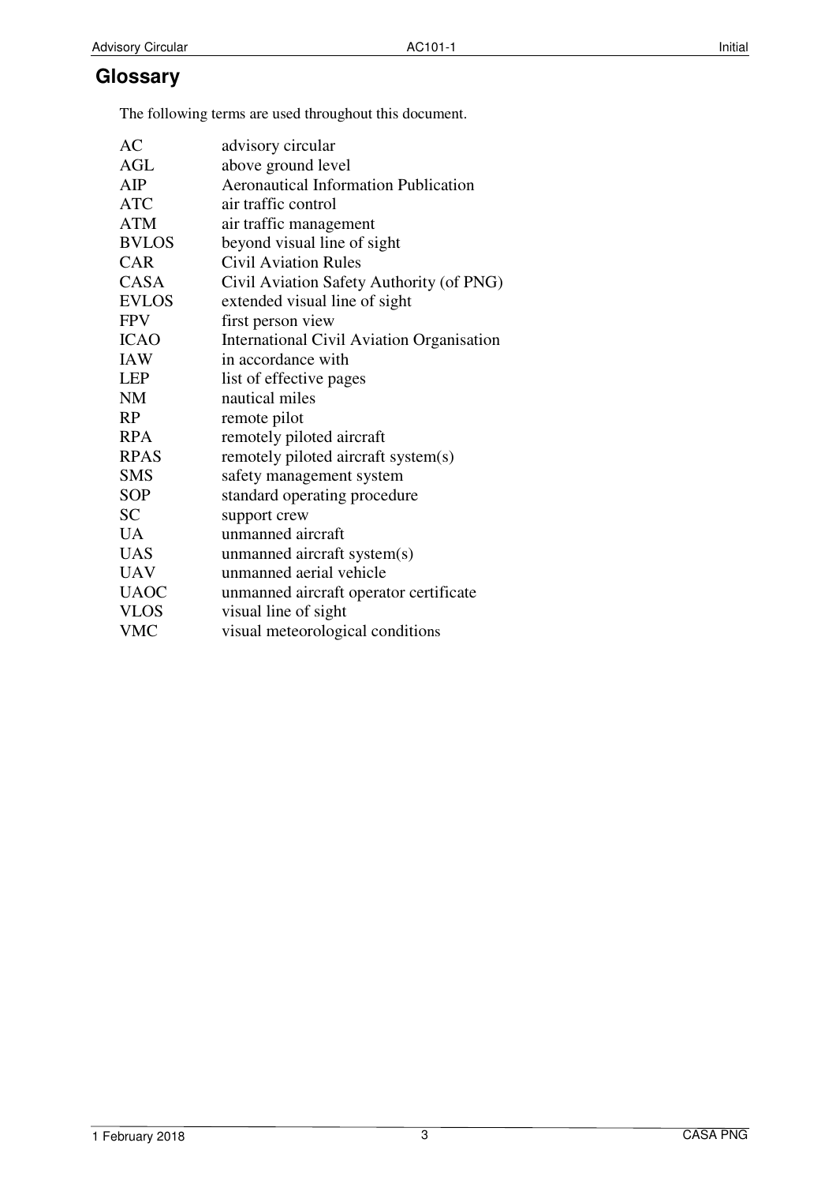# Glossary

The following terms are used throughout this document.

| | |
|---|---|
| AC | advisory circular |
| AGL | above ground level |
| AIP | Aeronautical Information Publication |
| ATC | air traffic control |
| ATM | air traffic management |
| BVLOS | beyond visual line of sight |
| CAR | Civil Aviation Rules |
| CASA | Civil Aviation Safety Authority (of PNG) |
| EVLOS | extended visual line of sight |
| FPV | first person view |
| ICAO | International Civil Aviation Organisation |
| IAW | in accordance with |
| LEP | list of effective pages |
| NM | nautical miles |
| RP | remote pilot |
| RPA | remotely piloted aircraft |
| RPAS | remotely piloted aircraft system(s) |
| SMS | safety management system |
| SOP | standard operating procedure |
| SC | support crew |
| UA | unmanned aircraft |
| UAS | unmanned aircraft system(s) |
| UAV | unmanned aerial vehicle |
| UAOC | unmanned aircraft operator certificate |
| VLOS | visual line of sight |
| VMC | visual meteorological conditions |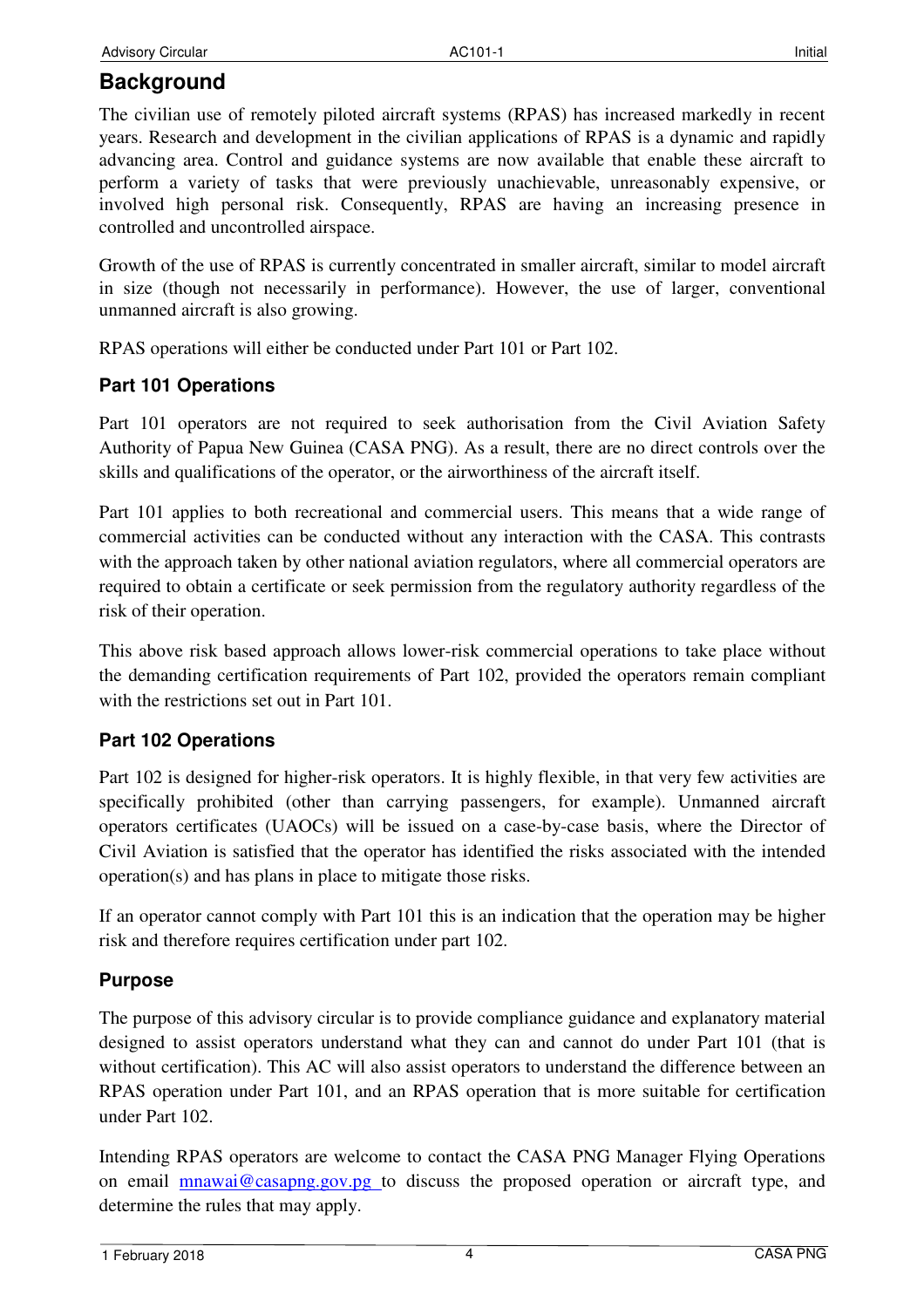## Background

The civilian use of remotely piloted aircraft systems (RPAS) has increased markedly in recent years. Research and development in the civilian applications of RPAS is a dynamic and rapidly advancing area. Control and guidance systems are now available that enable these aircraft to perform a variety of tasks that were previously unachievable, unreasonably expensive, or involved high personal risk. Consequently, RPAS are having an increasing presence in controlled and uncontrolled airspace.

Growth of the use of RPAS is currently concentrated in smaller aircraft, similar to model aircraft in size (though not necessarily in performance). However, the use of larger, conventional unmanned aircraft is also growing.

RPAS operations will either be conducted under Part 101 or Part 102.

### Part 101 Operations

Part 101 operators are not required to seek authorisation from the Civil Aviation Safety Authority of Papua New Guinea (CASA PNG). As a result, there are no direct controls over the skills and qualifications of the operator, or the airworthiness of the aircraft itself.

Part 101 applies to both recreational and commercial users. This means that a wide range of commercial activities can be conducted without any interaction with the CASA. This contrasts with the approach taken by other national aviation regulators, where all commercial operators are required to obtain a certificate or seek permission from the regulatory authority regardless of the risk of their operation.

This above risk based approach allows lower-risk commercial operations to take place without the demanding certification requirements of Part 102, provided the operators remain compliant with the restrictions set out in Part 101.

### Part 102 Operations

Part 102 is designed for higher-risk operators. It is highly flexible, in that very few activities are specifically prohibited (other than carrying passengers, for example). Unmanned aircraft operators certificates (UAOCs) will be issued on a case-by-case basis, where the Director of Civil Aviation is satisfied that the operator has identified the risks associated with the intended operation(s) and has plans in place to mitigate those risks.

If an operator cannot comply with Part 101 this is an indication that the operation may be higher risk and therefore requires certification under part 102.

### Purpose

The purpose of this advisory circular is to provide compliance guidance and explanatory material designed to assist operators understand what they can and cannot do under Part 101 (that is without certification). This AC will also assist operators to understand the difference between an RPAS operation under Part 101, and an RPAS operation that is more suitable for certification under Part 102.

Intending RPAS operators are welcome to contact the CASA PNG Manager Flying Operations on email [mnawai@casapng.gov.pg](mailto:mnawai@casapng.gov.pg) to discuss the proposed operation or aircraft type, and determine the rules that may apply.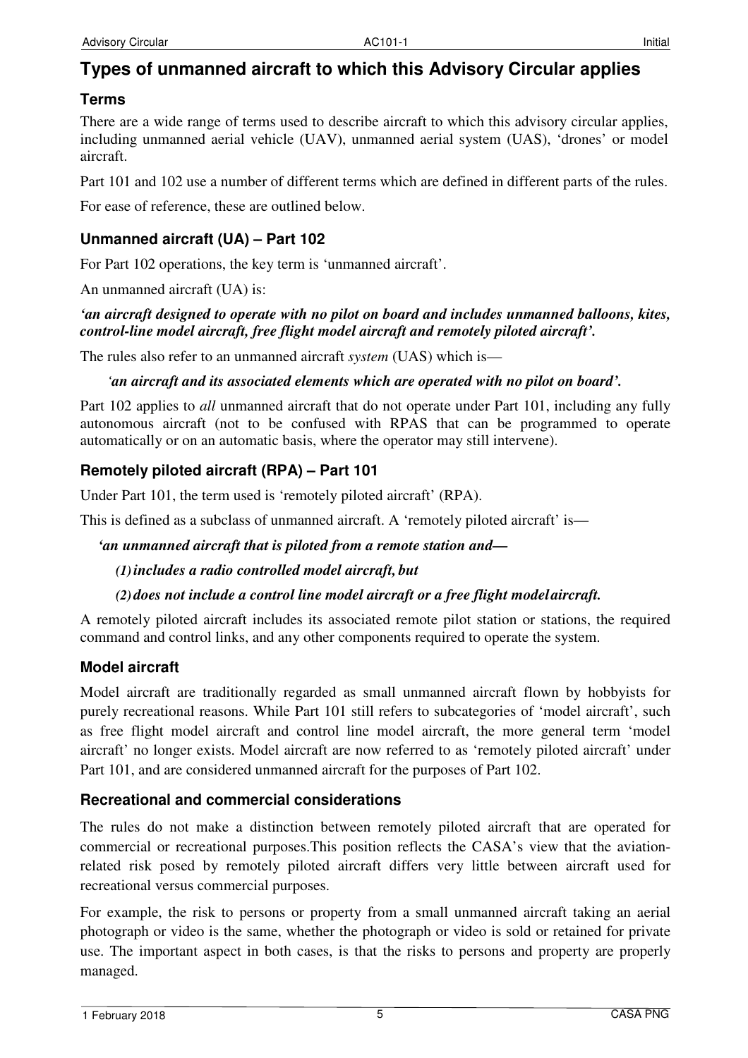# Types of unmanned aircraft to which this Advisory Circular applies

## Terms

There are a wide range of terms used to describe aircraft to which this advisory circular applies, including unmanned aerial vehicle (UAV), unmanned aerial system (UAS), 'drones' or model aircraft.

Part 101 and 102 use a number of different terms which are defined in different parts of the rules.

For ease of reference, these are outlined below.

### Unmanned aircraft (UA) – Part 102

For Part 102 operations, the key term is 'unmanned aircraft'.

An unmanned aircraft (UA) is:

***'an aircraft designed to operate with no pilot on board and includes unmanned balloons, kites, control-line model aircraft, free flight model aircraft and remotely piloted aircraft'.***

The rules also refer to an unmanned aircraft *system* (UAS) which is—

> ***'an aircraft and its associated elements which are operated with no pilot on board'.***

Part 102 applies to *all* unmanned aircraft that do not operate under Part 101, including any fully autonomous aircraft (not to be confused with RPAS that can be programmed to operate automatically or on an automatic basis, where the operator may still intervene).

### Remotely piloted aircraft (RPA) – Part 101

Under Part 101, the term used is 'remotely piloted aircraft' (RPA).

This is defined as a subclass of unmanned aircraft. A 'remotely piloted aircraft' is—

> ***'an unmanned aircraft that is piloted from a remote station and—***
>
> ***(1) includes a radio controlled model aircraft, but***
>
> ***(2) does not include a control line model aircraft or a free flight model aircraft.***

A remotely piloted aircraft includes its associated remote pilot station or stations, the required command and control links, and any other components required to operate the system.

### Model aircraft

Model aircraft are traditionally regarded as small unmanned aircraft flown by hobbyists for purely recreational reasons. While Part 101 still refers to subcategories of 'model aircraft', such as free flight model aircraft and control line model aircraft, the more general term 'model aircraft' no longer exists. Model aircraft are now referred to as 'remotely piloted aircraft' under Part 101, and are considered unmanned aircraft for the purposes of Part 102.

### Recreational and commercial considerations

The rules do not make a distinction between remotely piloted aircraft that are operated for commercial or recreational purposes.This position reflects the CASA's view that the aviation-related risk posed by remotely piloted aircraft differs very little between aircraft used for recreational versus commercial purposes.

For example, the risk to persons or property from a small unmanned aircraft taking an aerial photograph or video is the same, whether the photograph or video is sold or retained for private use. The important aspect in both cases, is that the risks to persons and property are properly managed.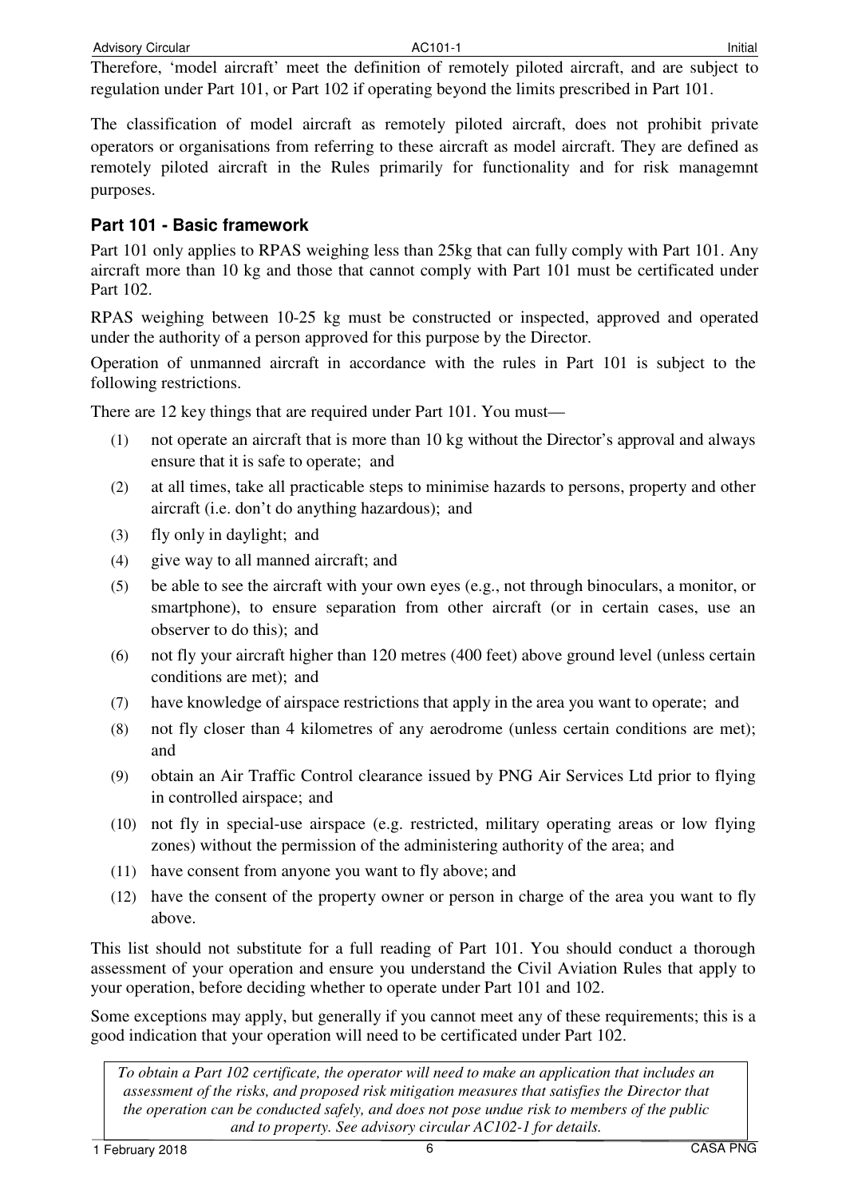Therefore, 'model aircraft' meet the definition of remotely piloted aircraft, and are subject to regulation under Part 101, or Part 102 if operating beyond the limits prescribed in Part 101.

The classification of model aircraft as remotely piloted aircraft, does not prohibit private operators or organisations from referring to these aircraft as model aircraft. They are defined as remotely piloted aircraft in the Rules primarily for functionality and for risk managemnt purposes.

### Part 101 - Basic framework

Part 101 only applies to RPAS weighing less than 25kg that can fully comply with Part 101. Any aircraft more than 10 kg and those that cannot comply with Part 101 must be certificated under Part 102.

RPAS weighing between 10-25 kg must be constructed or inspected, approved and operated under the authority of a person approved for this purpose by the Director.

Operation of unmanned aircraft in accordance with the rules in Part 101 is subject to the following restrictions.

There are 12 key things that are required under Part 101. You must—

- (1) not operate an aircraft that is more than 10 kg without the Director's approval and always ensure that it is safe to operate; and
- (2) at all times, take all practicable steps to minimise hazards to persons, property and other aircraft (i.e. don't do anything hazardous); and
- (3) fly only in daylight; and
- (4) give way to all manned aircraft; and
- (5) be able to see the aircraft with your own eyes (e.g., not through binoculars, a monitor, or smartphone), to ensure separation from other aircraft (or in certain cases, use an observer to do this); and
- (6) not fly your aircraft higher than 120 metres (400 feet) above ground level (unless certain conditions are met); and
- (7) have knowledge of airspace restrictions that apply in the area you want to operate; and
- (8) not fly closer than 4 kilometres of any aerodrome (unless certain conditions are met); and
- (9) obtain an Air Traffic Control clearance issued by PNG Air Services Ltd prior to flying in controlled airspace; and
- (10) not fly in special-use airspace (e.g. restricted, military operating areas or low flying zones) without the permission of the administering authority of the area; and
- (11) have consent from anyone you want to fly above; and
- (12) have the consent of the property owner or person in charge of the area you want to fly above.

This list should not substitute for a full reading of Part 101. You should conduct a thorough assessment of your operation and ensure you understand the Civil Aviation Rules that apply to your operation, before deciding whether to operate under Part 101 and 102.

Some exceptions may apply, but generally if you cannot meet any of these requirements; this is a good indication that your operation will need to be certificated under Part 102.

*To obtain a Part 102 certificate, the operator will need to make an application that includes an assessment of the risks, and proposed risk mitigation measures that satisfies the Director that the operation can be conducted safely, and does not pose undue risk to members of the public and to property. See advisory circular AC102-1 for details.*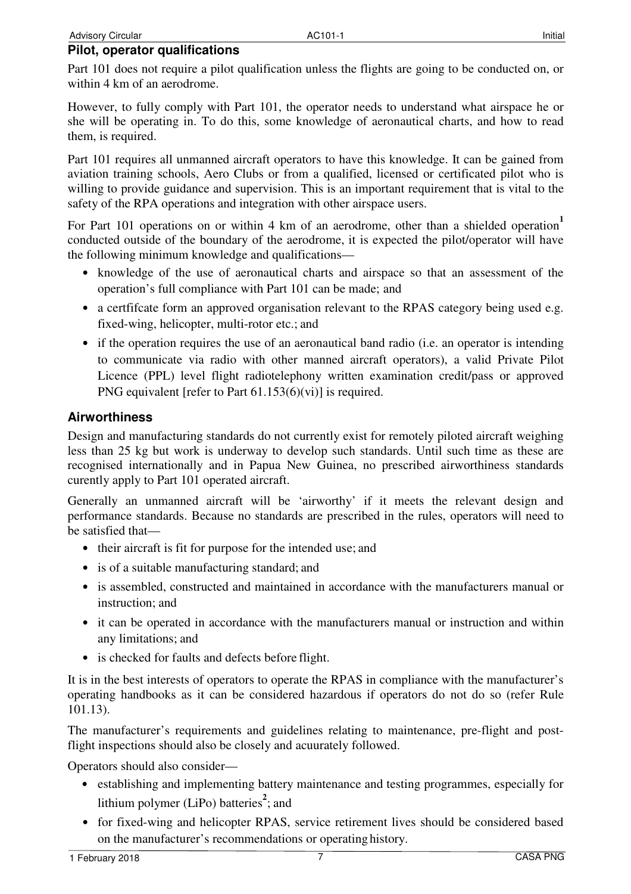## Pilot, operator qualifications

Part 101 does not require a pilot qualification unless the flights are going to be conducted on, or within 4 km of an aerodrome.

However, to fully comply with Part 101, the operator needs to understand what airspace he or she will be operating in. To do this, some knowledge of aeronautical charts, and how to read them, is required.

Part 101 requires all unmanned aircraft operators to have this knowledge. It can be gained from aviation training schools, Aero Clubs or from a qualified, licensed or certificated pilot who is willing to provide guidance and supervision. This is an important requirement that is vital to the safety of the RPA operations and integration with other airspace users.

For Part 101 operations on or within 4 km of an aerodrome, other than a shielded operation[1] conducted outside of the boundary of the aerodrome, it is expected the pilot/operator will have the following minimum knowledge and qualifications—

- knowledge of the use of aeronautical charts and airspace so that an assessment of the operation's full compliance with Part 101 can be made; and
- a certfifcate form an approved organisation relevant to the RPAS category being used e.g. fixed-wing, helicopter, multi-rotor etc.; and
- if the operation requires the use of an aeronautical band radio (i.e. an operator is intending to communicate via radio with other manned aircraft operators), a valid Private Pilot Licence (PPL) level flight radiotelephony written examination credit/pass or approved PNG equivalent [refer to Part 61.153(6)(vi)] is required.

## Airworthiness

Design and manufacturing standards do not currently exist for remotely piloted aircraft weighing less than 25 kg but work is underway to develop such standards. Until such time as these are recognised internationally and in Papua New Guinea, no prescribed airworthiness standards curently apply to Part 101 operated aircraft.

Generally an unmanned aircraft will be 'airworthy' if it meets the relevant design and performance standards. Because no standards are prescribed in the rules, operators will need to be satisfied that—

- their aircraft is fit for purpose for the intended use; and
- is of a suitable manufacturing standard; and
- is assembled, constructed and maintained in accordance with the manufacturers manual or instruction; and
- it can be operated in accordance with the manufacturers manual or instruction and within any limitations; and
- is checked for faults and defects before flight.

It is in the best interests of operators to operate the RPAS in compliance with the manufacturer's operating handbooks as it can be considered hazardous if operators do not do so (refer Rule 101.13).

The manufacturer's requirements and guidelines relating to maintenance, pre-flight and post-flight inspections should also be closely and acuurately followed.

Operators should also consider—

- establishing and implementing battery maintenance and testing programmes, especially for lithium polymer (LiPo) batteries[2]; and
- for fixed-wing and helicopter RPAS, service retirement lives should be considered based on the manufacturer's recommendations or operating history.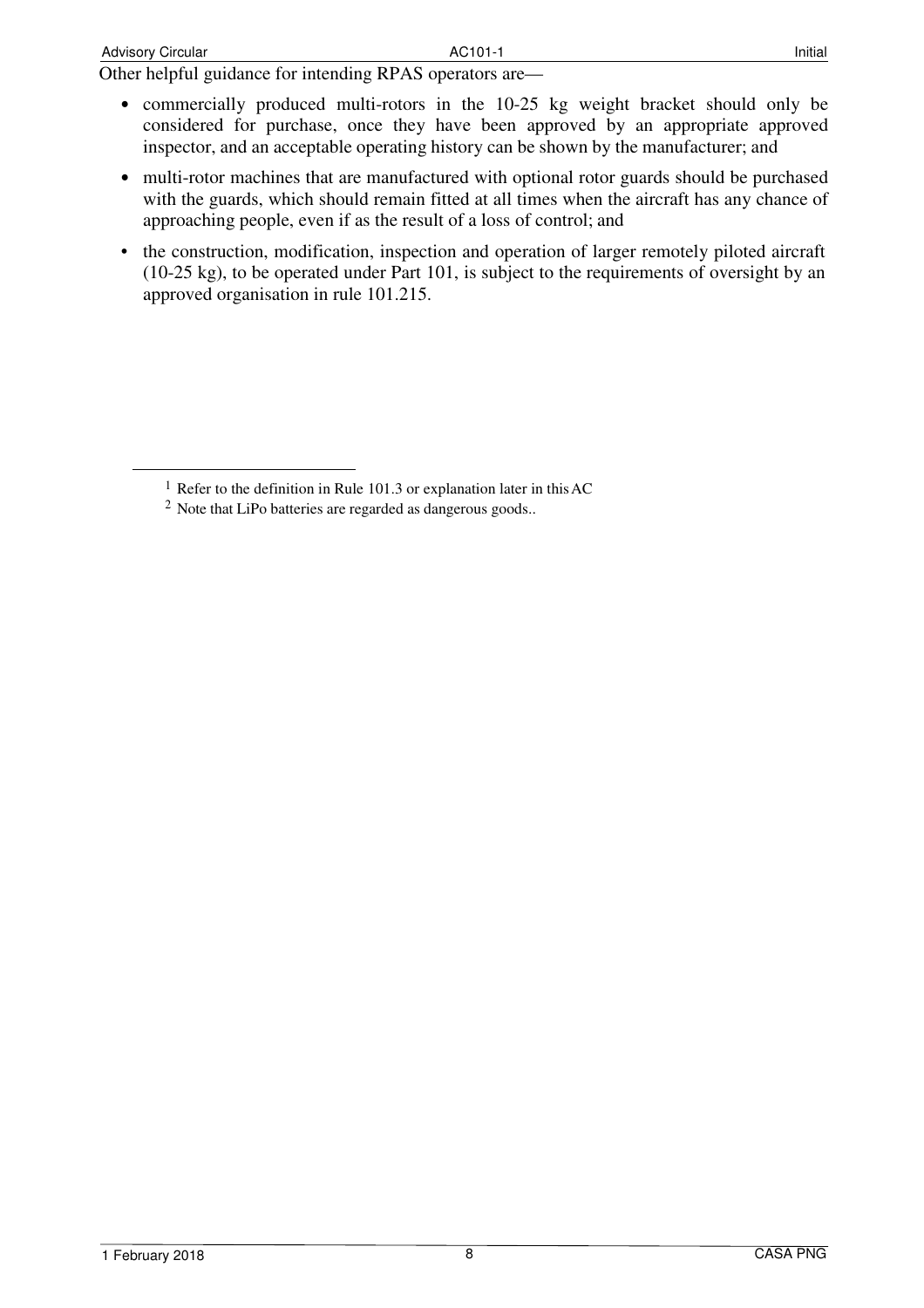Other helpful guidance for intending RPAS operators are—

- commercially produced multi-rotors in the 10-25 kg weight bracket should only be considered for purchase, once they have been approved by an appropriate approved inspector, and an acceptable operating history can be shown by the manufacturer; and
- multi-rotor machines that are manufactured with optional rotor guards should be purchased with the guards, which should remain fitted at all times when the aircraft has any chance of approaching people, even if as the result of a loss of control; and
- the construction, modification, inspection and operation of larger remotely piloted aircraft (10-25 kg), to be operated under Part 101, is subject to the requirements of oversight by an approved organisation in rule 101.215.

---

[1] Refer to the definition in Rule 101.3 or explanation later in this AC

[2] Note that LiPo batteries are regarded as dangerous goods..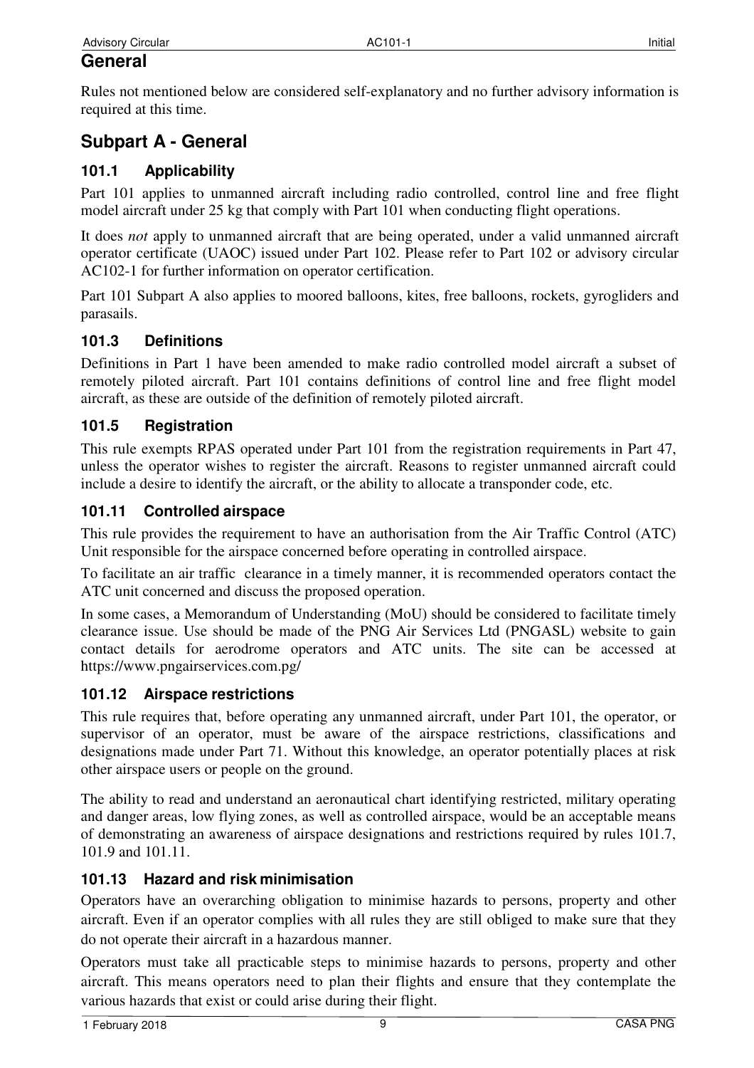## General

Rules not mentioned below are considered self-explanatory and no further advisory information is required at this time.

## Subpart A - General

### 101.1 Applicability

Part 101 applies to unmanned aircraft including radio controlled, control line and free flight model aircraft under 25 kg that comply with Part 101 when conducting flight operations.

It does *not* apply to unmanned aircraft that are being operated, under a valid unmanned aircraft operator certificate (UAOC) issued under Part 102. Please refer to Part 102 or advisory circular AC102-1 for further information on operator certification.

Part 101 Subpart A also applies to moored balloons, kites, free balloons, rockets, gyrogliders and parasails.

### 101.3 Definitions

Definitions in Part 1 have been amended to make radio controlled model aircraft a subset of remotely piloted aircraft. Part 101 contains definitions of control line and free flight model aircraft, as these are outside of the definition of remotely piloted aircraft.

### 101.5 Registration

This rule exempts RPAS operated under Part 101 from the registration requirements in Part 47, unless the operator wishes to register the aircraft. Reasons to register unmanned aircraft could include a desire to identify the aircraft, or the ability to allocate a transponder code, etc.

### 101.11 Controlled airspace

This rule provides the requirement to have an authorisation from the Air Traffic Control (ATC) Unit responsible for the airspace concerned before operating in controlled airspace.

To facilitate an air traffic clearance in a timely manner, it is recommended operators contact the ATC unit concerned and discuss the proposed operation.

In some cases, a Memorandum of Understanding (MoU) should be considered to facilitate timely clearance issue. Use should be made of the PNG Air Services Ltd (PNGASL) website to gain contact details for aerodrome operators and ATC units. The site can be accessed at https://www.pngairservices.com.pg/

### 101.12 Airspace restrictions

This rule requires that, before operating any unmanned aircraft, under Part 101, the operator, or supervisor of an operator, must be aware of the airspace restrictions, classifications and designations made under Part 71. Without this knowledge, an operator potentially places at risk other airspace users or people on the ground.

The ability to read and understand an aeronautical chart identifying restricted, military operating and danger areas, low flying zones, as well as controlled airspace, would be an acceptable means of demonstrating an awareness of airspace designations and restrictions required by rules 101.7, 101.9 and 101.11.

### 101.13 Hazard and risk minimisation

Operators have an overarching obligation to minimise hazards to persons, property and other aircraft. Even if an operator complies with all rules they are still obliged to make sure that they do not operate their aircraft in a hazardous manner.

Operators must take all practicable steps to minimise hazards to persons, property and other aircraft. This means operators need to plan their flights and ensure that they contemplate the various hazards that exist or could arise during their flight.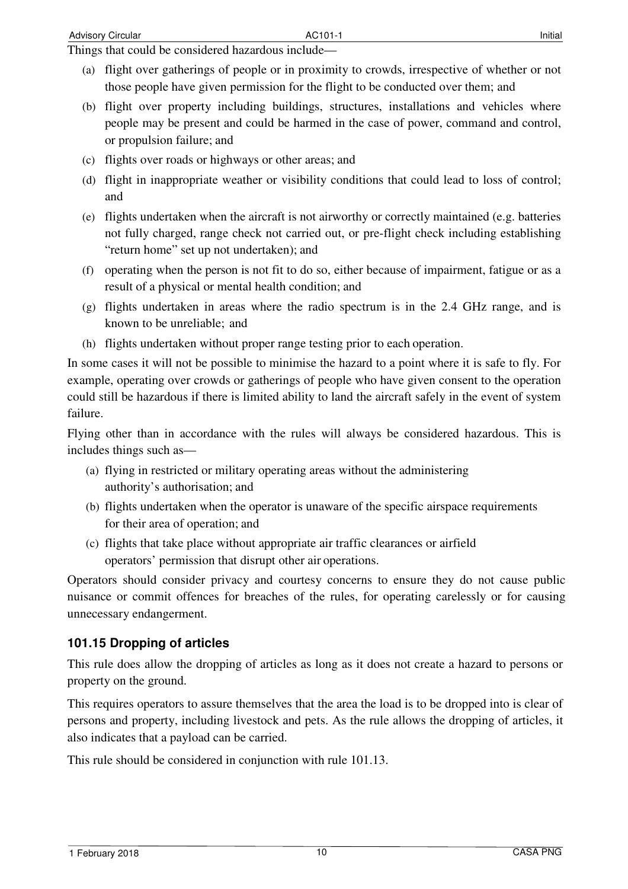Things that could be considered hazardous include—

(a) flight over gatherings of people or in proximity to crowds, irrespective of whether or not those people have given permission for the flight to be conducted over them; and

(b) flight over property including buildings, structures, installations and vehicles where people may be present and could be harmed in the case of power, command and control, or propulsion failure; and

(c) flights over roads or highways or other areas; and

(d) flight in inappropriate weather or visibility conditions that could lead to loss of control; and

(e) flights undertaken when the aircraft is not airworthy or correctly maintained (e.g. batteries not fully charged, range check not carried out, or pre-flight check including establishing "return home" set up not undertaken); and

(f) operating when the person is not fit to do so, either because of impairment, fatigue or as a result of a physical or mental health condition; and

(g) flights undertaken in areas where the radio spectrum is in the 2.4 GHz range, and is known to be unreliable; and

(h) flights undertaken without proper range testing prior to each operation.

In some cases it will not be possible to minimise the hazard to a point where it is safe to fly. For example, operating over crowds or gatherings of people who have given consent to the operation could still be hazardous if there is limited ability to land the aircraft safely in the event of system failure.

Flying other than in accordance with the rules will always be considered hazardous. This is includes things such as—

(a) flying in restricted or military operating areas without the administering authority's authorisation; and

(b) flights undertaken when the operator is unaware of the specific airspace requirements for their area of operation; and

(c) flights that take place without appropriate air traffic clearances or airfield operators' permission that disrupt other air operations.

Operators should consider privacy and courtesy concerns to ensure they do not cause public nuisance or commit offences for breaches of the rules, for operating carelessly or for causing unnecessary endangerment.

### 101.15 Dropping of articles

This rule does allow the dropping of articles as long as it does not create a hazard to persons or property on the ground.

This requires operators to assure themselves that the area the load is to be dropped into is clear of persons and property, including livestock and pets. As the rule allows the dropping of articles, it also indicates that a payload can be carried.

This rule should be considered in conjunction with rule 101.13.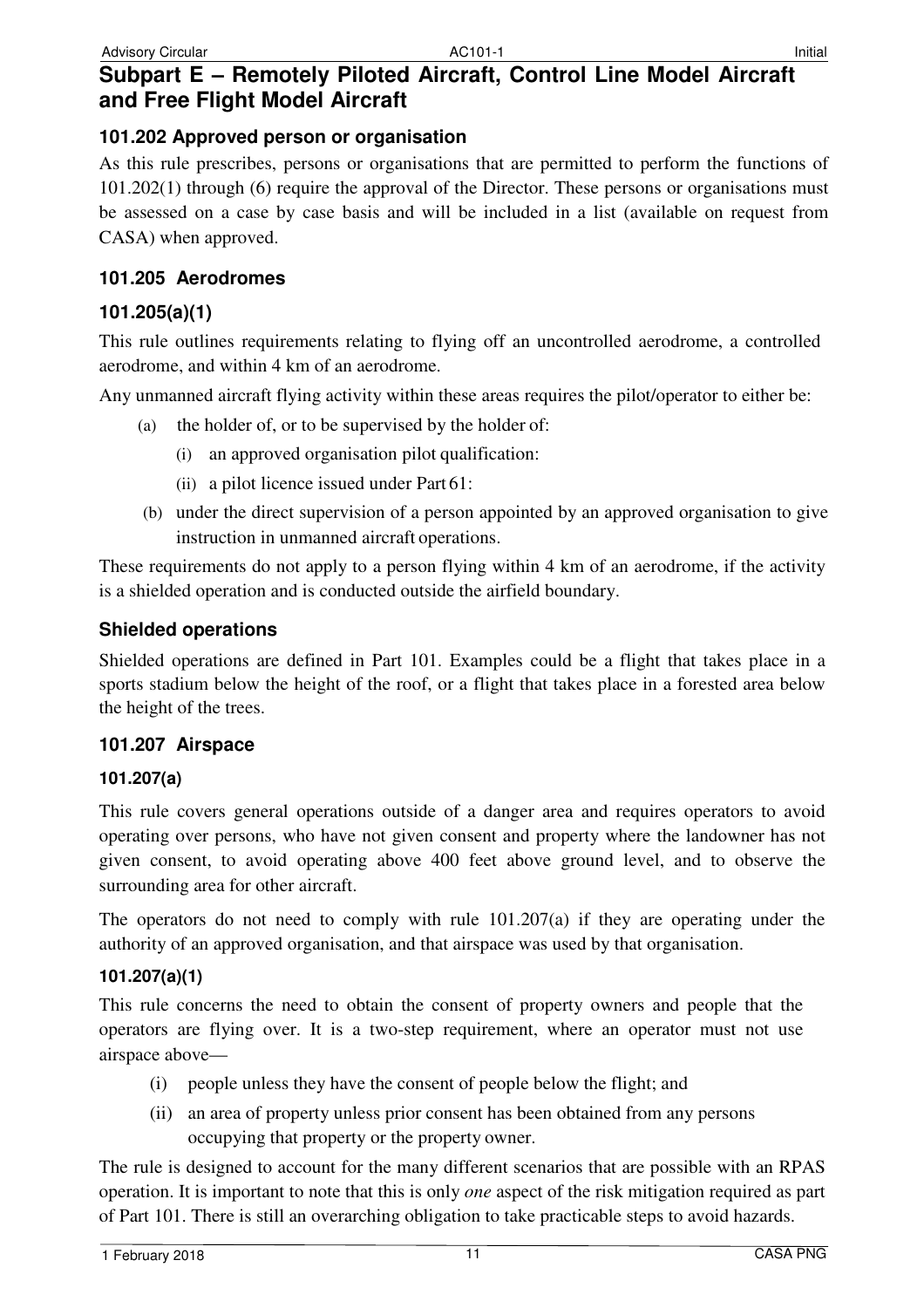## Subpart E – Remotely Piloted Aircraft, Control Line Model Aircraft and Free Flight Model Aircraft

### 101.202 Approved person or organisation

As this rule prescribes, persons or organisations that are permitted to perform the functions of 101.202(1) through (6) require the approval of the Director. These persons or organisations must be assessed on a case by case basis and will be included in a list (available on request from CASA) when approved.

### 101.205 Aerodromes

### 101.205(a)(1)

This rule outlines requirements relating to flying off an uncontrolled aerodrome, a controlled aerodrome, and within 4 km of an aerodrome.

Any unmanned aircraft flying activity within these areas requires the pilot/operator to either be:

(a) the holder of, or to be supervised by the holder of:

 (i) an approved organisation pilot qualification:

 (ii) a pilot licence issued under Part 61:

(b) under the direct supervision of a person appointed by an approved organisation to give instruction in unmanned aircraft operations.

These requirements do not apply to a person flying within 4 km of an aerodrome, if the activity is a shielded operation and is conducted outside the airfield boundary.

### Shielded operations

Shielded operations are defined in Part 101. Examples could be a flight that takes place in a sports stadium below the height of the roof, or a flight that takes place in a forested area below the height of the trees.

### 101.207 Airspace

#### 101.207(a)

This rule covers general operations outside of a danger area and requires operators to avoid operating over persons, who have not given consent and property where the landowner has not given consent, to avoid operating above 400 feet above ground level, and to observe the surrounding area for other aircraft.

The operators do not need to comply with rule 101.207(a) if they are operating under the authority of an approved organisation, and that airspace was used by that organisation.

#### 101.207(a)(1)

This rule concerns the need to obtain the consent of property owners and people that the operators are flying over. It is a two-step requirement, where an operator must not use airspace above—

(i) people unless they have the consent of people below the flight; and

(ii) an area of property unless prior consent has been obtained from any persons occupying that property or the property owner.

The rule is designed to account for the many different scenarios that are possible with an RPAS operation. It is important to note that this is only *one* aspect of the risk mitigation required as part of Part 101. There is still an overarching obligation to take practicable steps to avoid hazards.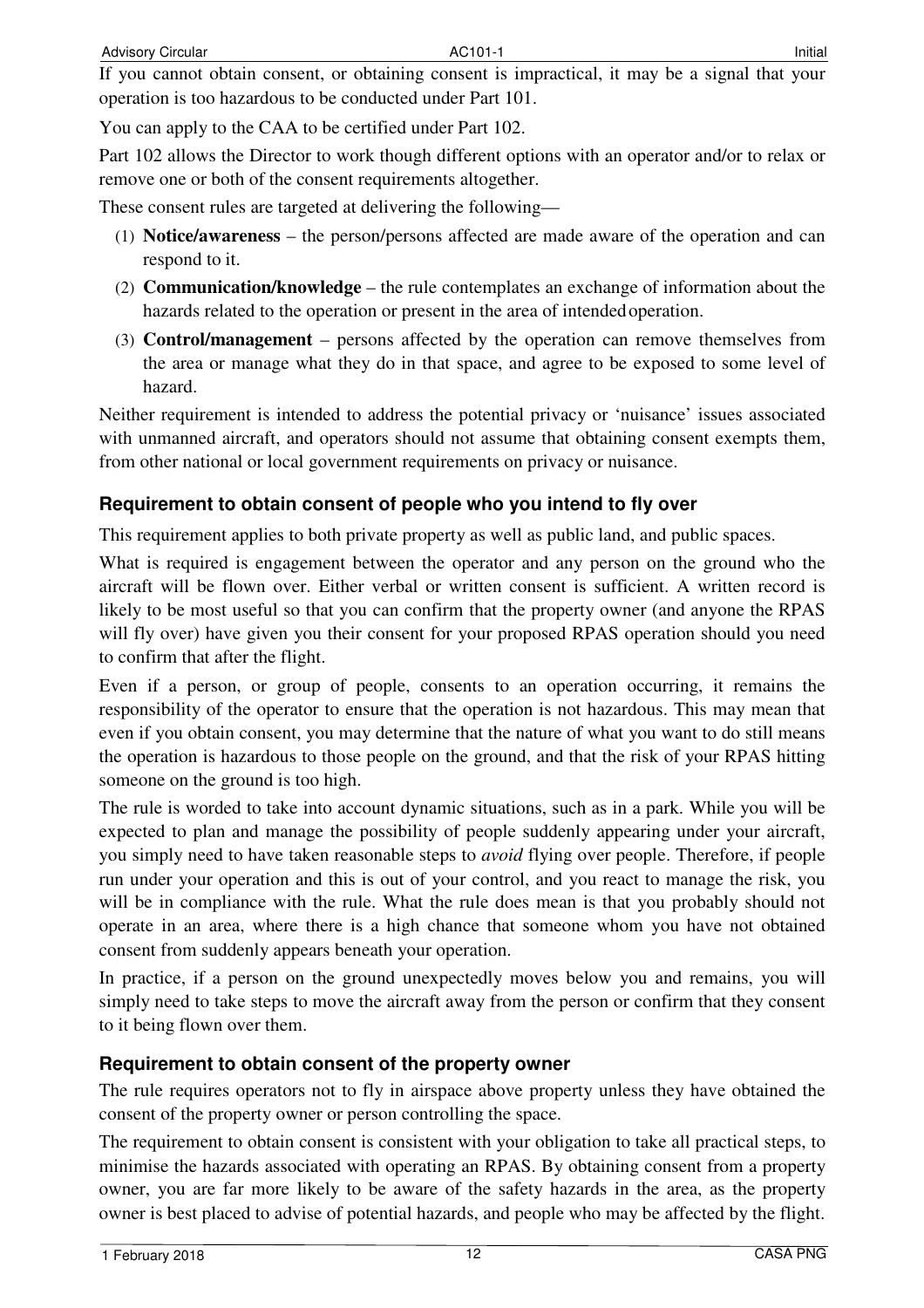If you cannot obtain consent, or obtaining consent is impractical, it may be a signal that your operation is too hazardous to be conducted under Part 101.

You can apply to the CAA to be certified under Part 102.

Part 102 allows the Director to work though different options with an operator and/or to relax or remove one or both of the consent requirements altogether.

These consent rules are targeted at delivering the following—

(1) **Notice/awareness** – the person/persons affected are made aware of the operation and can respond to it.

(2) **Communication/knowledge** – the rule contemplates an exchange of information about the hazards related to the operation or present in the area of intended operation.

(3) **Control/management** – persons affected by the operation can remove themselves from the area or manage what they do in that space, and agree to be exposed to some level of hazard.

Neither requirement is intended to address the potential privacy or 'nuisance' issues associated with unmanned aircraft, and operators should not assume that obtaining consent exempts them, from other national or local government requirements on privacy or nuisance.

### Requirement to obtain consent of people who you intend to fly over

This requirement applies to both private property as well as public land, and public spaces.

What is required is engagement between the operator and any person on the ground who the aircraft will be flown over. Either verbal or written consent is sufficient. A written record is likely to be most useful so that you can confirm that the property owner (and anyone the RPAS will fly over) have given you their consent for your proposed RPAS operation should you need to confirm that after the flight.

Even if a person, or group of people, consents to an operation occurring, it remains the responsibility of the operator to ensure that the operation is not hazardous. This may mean that even if you obtain consent, you may determine that the nature of what you want to do still means the operation is hazardous to those people on the ground, and that the risk of your RPAS hitting someone on the ground is too high.

The rule is worded to take into account dynamic situations, such as in a park. While you will be expected to plan and manage the possibility of people suddenly appearing under your aircraft, you simply need to have taken reasonable steps to *avoid* flying over people. Therefore, if people run under your operation and this is out of your control, and you react to manage the risk, you will be in compliance with the rule. What the rule does mean is that you probably should not operate in an area, where there is a high chance that someone whom you have not obtained consent from suddenly appears beneath your operation.

In practice, if a person on the ground unexpectedly moves below you and remains, you will simply need to take steps to move the aircraft away from the person or confirm that they consent to it being flown over them.

### Requirement to obtain consent of the property owner

The rule requires operators not to fly in airspace above property unless they have obtained the consent of the property owner or person controlling the space.

The requirement to obtain consent is consistent with your obligation to take all practical steps, to minimise the hazards associated with operating an RPAS. By obtaining consent from a property owner, you are far more likely to be aware of the safety hazards in the area, as the property owner is best placed to advise of potential hazards, and people who may be affected by the flight.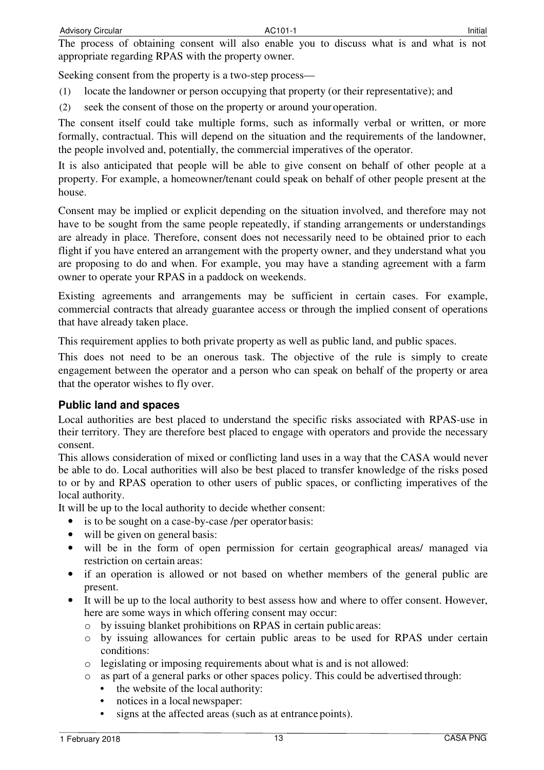The process of obtaining consent will also enable you to discuss what is and what is not appropriate regarding RPAS with the property owner.

Seeking consent from the property is a two-step process—

(1) locate the landowner or person occupying that property (or their representative); and

(2) seek the consent of those on the property or around your operation.

The consent itself could take multiple forms, such as informally verbal or written, or more formally, contractual. This will depend on the situation and the requirements of the landowner, the people involved and, potentially, the commercial imperatives of the operator.

It is also anticipated that people will be able to give consent on behalf of other people at a property. For example, a homeowner/tenant could speak on behalf of other people present at the house.

Consent may be implied or explicit depending on the situation involved, and therefore may not have to be sought from the same people repeatedly, if standing arrangements or understandings are already in place. Therefore, consent does not necessarily need to be obtained prior to each flight if you have entered an arrangement with the property owner, and they understand what you are proposing to do and when. For example, you may have a standing agreement with a farm owner to operate your RPAS in a paddock on weekends.

Existing agreements and arrangements may be sufficient in certain cases. For example, commercial contracts that already guarantee access or through the implied consent of operations that have already taken place.

This requirement applies to both private property as well as public land, and public spaces.

This does not need to be an onerous task. The objective of the rule is simply to create engagement between the operator and a person who can speak on behalf of the property or area that the operator wishes to fly over.

### Public land and spaces

Local authorities are best placed to understand the specific risks associated with RPAS-use in their territory. They are therefore best placed to engage with operators and provide the necessary consent.

This allows consideration of mixed or conflicting land uses in a way that the CASA would never be able to do. Local authorities will also be best placed to transfer knowledge of the risks posed to or by and RPAS operation to other users of public spaces, or conflicting imperatives of the local authority.

It will be up to the local authority to decide whether consent:

- is to be sought on a case-by-case /per operator basis:
- will be given on general basis:
- will be in the form of open permission for certain geographical areas/ managed via restriction on certain areas:
- if an operation is allowed or not based on whether members of the general public are present.
- It will be up to the local authority to best assess how and where to offer consent. However, here are some ways in which offering consent may occur:
  - by issuing blanket prohibitions on RPAS in certain public areas:
  - by issuing allowances for certain public areas to be used for RPAS under certain conditions:
  - legislating or imposing requirements about what is and is not allowed:
  - as part of a general parks or other spaces policy. This could be advertised through:
    - the website of the local authority:
    - notices in a local newspaper:
    - signs at the affected areas (such as at entrance points).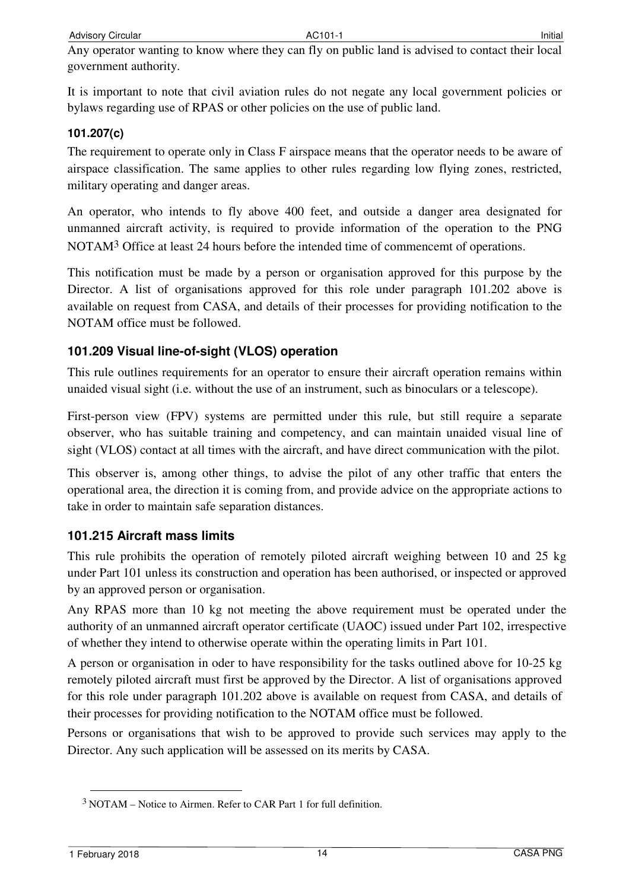Any operator wanting to know where they can fly on public land is advised to contact their local government authority.

It is important to note that civil aviation rules do not negate any local government policies or bylaws regarding use of RPAS or other policies on the use of public land.

### 101.207(c)

The requirement to operate only in Class F airspace means that the operator needs to be aware of airspace classification. The same applies to other rules regarding low flying zones, restricted, military operating and danger areas.

An operator, who intends to fly above 400 feet, and outside a danger area designated for unmanned aircraft activity, is required to provide information of the operation to the PNG NOTAM[3] Office at least 24 hours before the intended time of commencemt of operations.

This notification must be made by a person or organisation approved for this purpose by the Director. A list of organisations approved for this role under paragraph 101.202 above is available on request from CASA, and details of their processes for providing notification to the NOTAM office must be followed.

## 101.209 Visual line-of-sight (VLOS) operation

This rule outlines requirements for an operator to ensure their aircraft operation remains within unaided visual sight (i.e. without the use of an instrument, such as binoculars or a telescope).

First-person view (FPV) systems are permitted under this rule, but still require a separate observer, who has suitable training and competency, and can maintain unaided visual line of sight (VLOS) contact at all times with the aircraft, and have direct communication with the pilot.

This observer is, among other things, to advise the pilot of any other traffic that enters the operational area, the direction it is coming from, and provide advice on the appropriate actions to take in order to maintain safe separation distances.

## 101.215 Aircraft mass limits

This rule prohibits the operation of remotely piloted aircraft weighing between 10 and 25 kg under Part 101 unless its construction and operation has been authorised, or inspected or approved by an approved person or organisation.

Any RPAS more than 10 kg not meeting the above requirement must be operated under the authority of an unmanned aircraft operator certificate (UAOC) issued under Part 102, irrespective of whether they intend to otherwise operate within the operating limits in Part 101.

A person or organisation in oder to have responsibility for the tasks outlined above for 10-25 kg remotely piloted aircraft must first be approved by the Director. A list of organisations approved for this role under paragraph 101.202 above is available on request from CASA, and details of their processes for providing notification to the NOTAM office must be followed.

Persons or organisations that wish to be approved to provide such services may apply to the Director. Any such application will be assessed on its merits by CASA.

---

[3] NOTAM – Notice to Airmen. Refer to CAR Part 1 for full definition.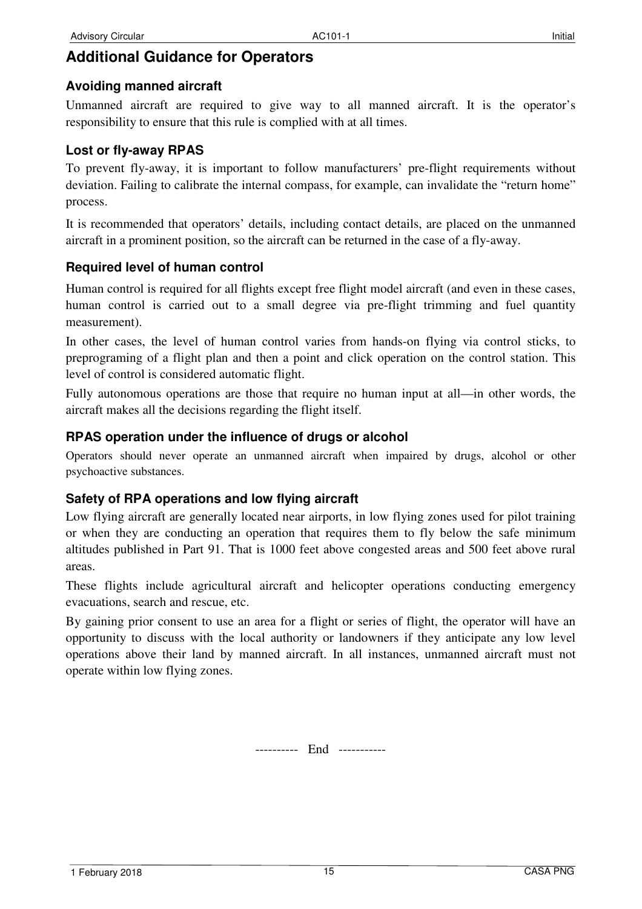## Additional Guidance for Operators

### Avoiding manned aircraft

Unmanned aircraft are required to give way to all manned aircraft. It is the operator's responsibility to ensure that this rule is complied with at all times.

### Lost or fly-away RPAS

To prevent fly-away, it is important to follow manufacturers' pre-flight requirements without deviation. Failing to calibrate the internal compass, for example, can invalidate the "return home" process.

It is recommended that operators' details, including contact details, are placed on the unmanned aircraft in a prominent position, so the aircraft can be returned in the case of a fly-away.

### Required level of human control

Human control is required for all flights except free flight model aircraft (and even in these cases, human control is carried out to a small degree via pre-flight trimming and fuel quantity measurement).

In other cases, the level of human control varies from hands-on flying via control sticks, to preprograming of a flight plan and then a point and click operation on the control station. This level of control is considered automatic flight.

Fully autonomous operations are those that require no human input at all—in other words, the aircraft makes all the decisions regarding the flight itself.

### RPAS operation under the influence of drugs or alcohol

Operators should never operate an unmanned aircraft when impaired by drugs, alcohol or other psychoactive substances.

### Safety of RPA operations and low flying aircraft

Low flying aircraft are generally located near airports, in low flying zones used for pilot training or when they are conducting an operation that requires them to fly below the safe minimum altitudes published in Part 91. That is 1000 feet above congested areas and 500 feet above rural areas.

These flights include agricultural aircraft and helicopter operations conducting emergency evacuations, search and rescue, etc.

By gaining prior consent to use an area for a flight or series of flight, the operator will have an opportunity to discuss with the local authority or landowners if they anticipate any low level operations above their land by manned aircraft. In all instances, unmanned aircraft must not operate within low flying zones.

---------- End -----------